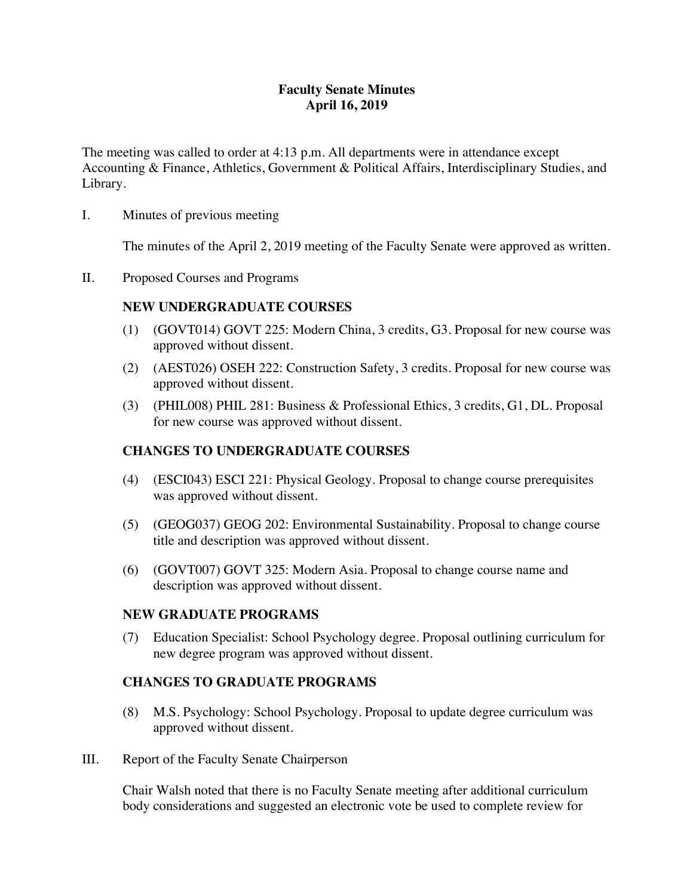# Faculty Senate Minutes
## April 16, 2019

The meeting was called to order at 4:13 p.m. All departments were in attendance except Accounting & Finance, Athletics, Government & Political Affairs, Interdisciplinary Studies, and Library.

I. Minutes of previous meeting

The minutes of the April 2, 2019 meeting of the Faculty Senate were approved as written.

II. Proposed Courses and Programs

### NEW UNDERGRADUATE COURSES

(1) (GOVT014) GOVT 225: Modern China, 3 credits, G3. Proposal for new course was approved without dissent.

(2) (AEST026) OSEH 222: Construction Safety, 3 credits. Proposal for new course was approved without dissent.

(3) (PHIL008) PHIL 281: Business & Professional Ethics, 3 credits, G1, DL. Proposal for new course was approved without dissent.

### CHANGES TO UNDERGRADUATE COURSES

(4) (ESCI043) ESCI 221: Physical Geology. Proposal to change course prerequisites was approved without dissent.

(5) (GEOG037) GEOG 202: Environmental Sustainability. Proposal to change course title and description was approved without dissent.

(6) (GOVT007) GOVT 325: Modern Asia. Proposal to change course name and description was approved without dissent.

### NEW GRADUATE PROGRAMS

(7) Education Specialist: School Psychology degree. Proposal outlining curriculum for new degree program was approved without dissent.

### CHANGES TO GRADUATE PROGRAMS

(8) M.S. Psychology: School Psychology. Proposal to update degree curriculum was approved without dissent.

III. Report of the Faculty Senate Chairperson

Chair Walsh noted that there is no Faculty Senate meeting after additional curriculum body considerations and suggested an electronic vote be used to complete review for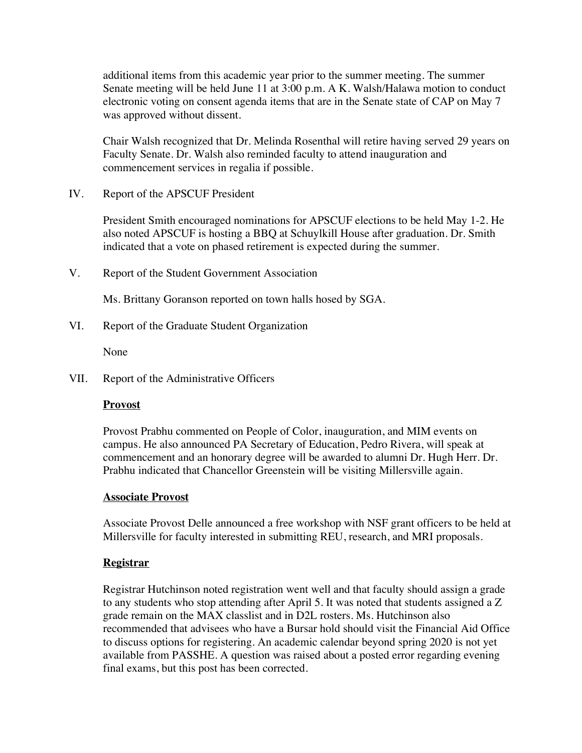additional items from this academic year prior to the summer meeting. The summer Senate meeting will be held June 11 at 3:00 p.m. A K. Walsh/Halawa motion to conduct electronic voting on consent agenda items that are in the Senate state of CAP on May 7 was approved without dissent.

Chair Walsh recognized that Dr. Melinda Rosenthal will retire having served 29 years on Faculty Senate. Dr. Walsh also reminded faculty to attend inauguration and commencement services in regalia if possible.

IV. Report of the APSCUF President

President Smith encouraged nominations for APSCUF elections to be held May 1-2. He also noted APSCUF is hosting a BBQ at Schuylkill House after graduation. Dr. Smith indicated that a vote on phased retirement is expected during the summer.

V. Report of the Student Government Association

Ms. Brittany Goranson reported on town halls hosed by SGA.

VI. Report of the Graduate Student Organization

None

VII. Report of the Administrative Officers

**Provost**

Provost Prabhu commented on People of Color, inauguration, and MIM events on campus. He also announced PA Secretary of Education, Pedro Rivera, will speak at commencement and an honorary degree will be awarded to alumni Dr. Hugh Herr. Dr. Prabhu indicated that Chancellor Greenstein will be visiting Millersville again.

**Associate Provost**

Associate Provost Delle announced a free workshop with NSF grant officers to be held at Millersville for faculty interested in submitting REU, research, and MRI proposals.

**Registrar**

Registrar Hutchinson noted registration went well and that faculty should assign a grade to any students who stop attending after April 5. It was noted that students assigned a Z grade remain on the MAX classlist and in D2L rosters. Ms. Hutchinson also recommended that advisees who have a Bursar hold should visit the Financial Aid Office to discuss options for registering. An academic calendar beyond spring 2020 is not yet available from PASSHE. A question was raised about a posted error regarding evening final exams, but this post has been corrected.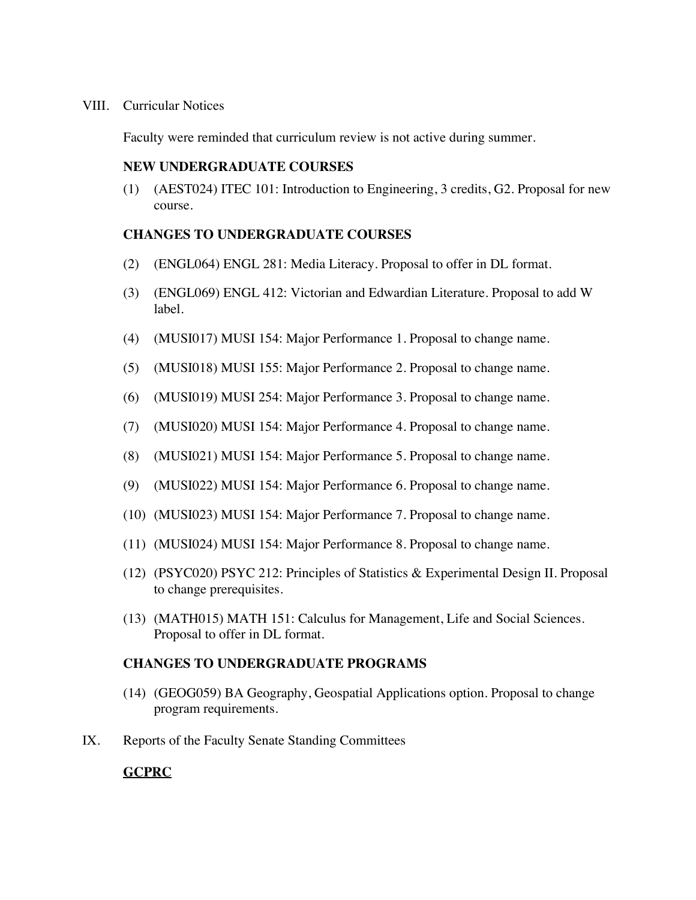VIII. Curricular Notices

Faculty were reminded that curriculum review is not active during summer.

**NEW UNDERGRADUATE COURSES**

(1) (AEST024) ITEC 101: Introduction to Engineering, 3 credits, G2. Proposal for new course.

**CHANGES TO UNDERGRADUATE COURSES**

(2) (ENGL064) ENGL 281: Media Literacy. Proposal to offer in DL format.

(3) (ENGL069) ENGL 412: Victorian and Edwardian Literature. Proposal to add W label.

(4) (MUSI017) MUSI 154: Major Performance 1. Proposal to change name.

(5) (MUSI018) MUSI 155: Major Performance 2. Proposal to change name.

(6) (MUSI019) MUSI 254: Major Performance 3. Proposal to change name.

(7) (MUSI020) MUSI 154: Major Performance 4. Proposal to change name.

(8) (MUSI021) MUSI 154: Major Performance 5. Proposal to change name.

(9) (MUSI022) MUSI 154: Major Performance 6. Proposal to change name.

(10) (MUSI023) MUSI 154: Major Performance 7. Proposal to change name.

(11) (MUSI024) MUSI 154: Major Performance 8. Proposal to change name.

(12) (PSYC020) PSYC 212: Principles of Statistics & Experimental Design II. Proposal to change prerequisites.

(13) (MATH015) MATH 151: Calculus for Management, Life and Social Sciences. Proposal to offer in DL format.

**CHANGES TO UNDERGRADUATE PROGRAMS**

(14) (GEOG059) BA Geography, Geospatial Applications option. Proposal to change program requirements.

IX. Reports of the Faculty Senate Standing Committees

**GCPRC**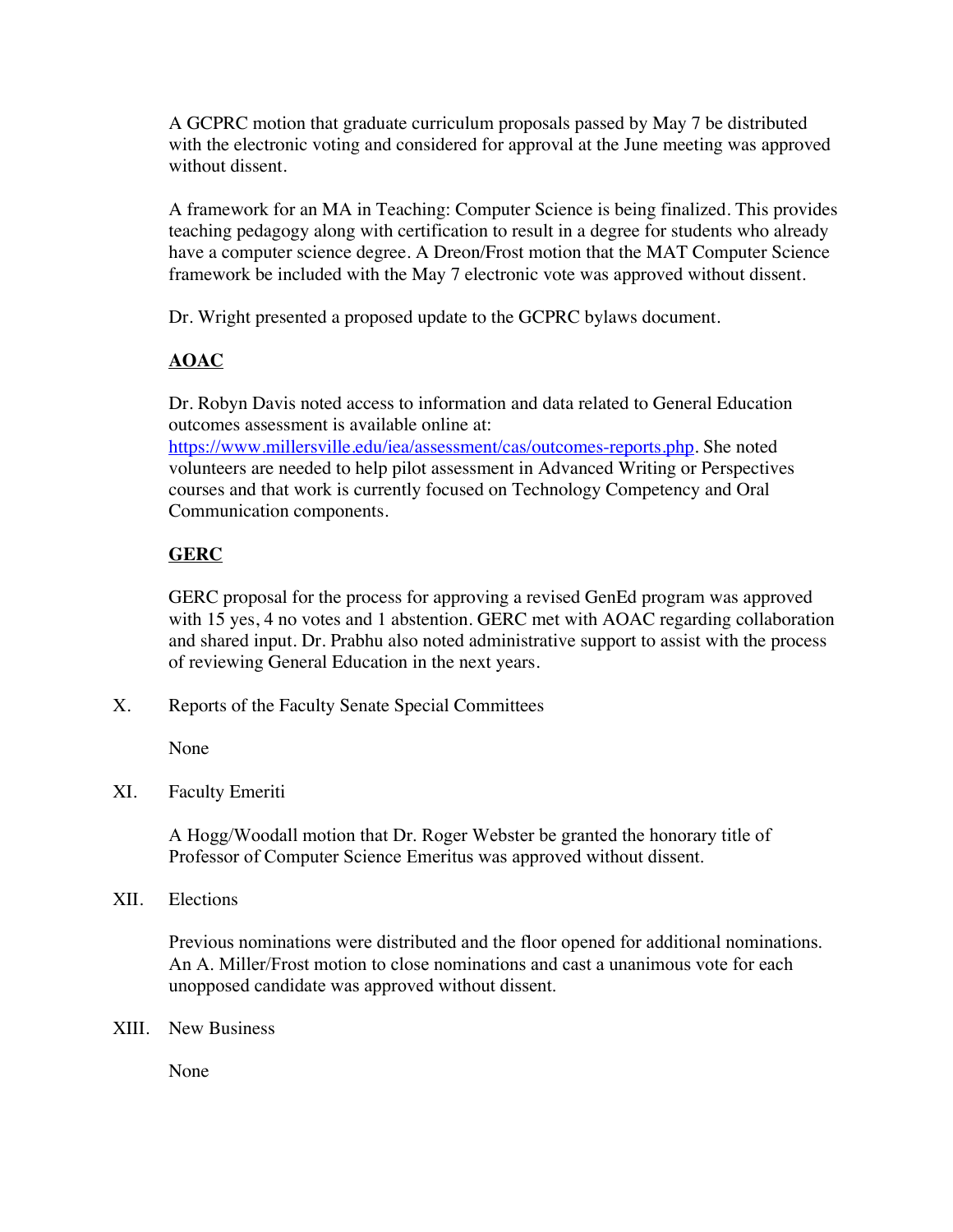A GCPRC motion that graduate curriculum proposals passed by May 7 be distributed with the electronic voting and considered for approval at the June meeting was approved without dissent.

A framework for an MA in Teaching: Computer Science is being finalized. This provides teaching pedagogy along with certification to result in a degree for students who already have a computer science degree. A Dreon/Frost motion that the MAT Computer Science framework be included with the May 7 electronic vote was approved without dissent.

Dr. Wright presented a proposed update to the GCPRC bylaws document.

**AOAC**

Dr. Robyn Davis noted access to information and data related to General Education outcomes assessment is available online at: [https://www.millersville.edu/iea/assessment/cas/outcomes-reports.php](https://www.millersville.edu/iea/assessment/cas/outcomes-reports.php). She noted volunteers are needed to help pilot assessment in Advanced Writing or Perspectives courses and that work is currently focused on Technology Competency and Oral Communication components.

**GERC**

GERC proposal for the process for approving a revised GenEd program was approved with 15 yes, 4 no votes and 1 abstention. GERC met with AOAC regarding collaboration and shared input. Dr. Prabhu also noted administrative support to assist with the process of reviewing General Education in the next years.

X. Reports of the Faculty Senate Special Committees

None

XI. Faculty Emeriti

A Hogg/Woodall motion that Dr. Roger Webster be granted the honorary title of Professor of Computer Science Emeritus was approved without dissent.

XII. Elections

Previous nominations were distributed and the floor opened for additional nominations. An A. Miller/Frost motion to close nominations and cast a unanimous vote for each unopposed candidate was approved without dissent.

XIII. New Business

None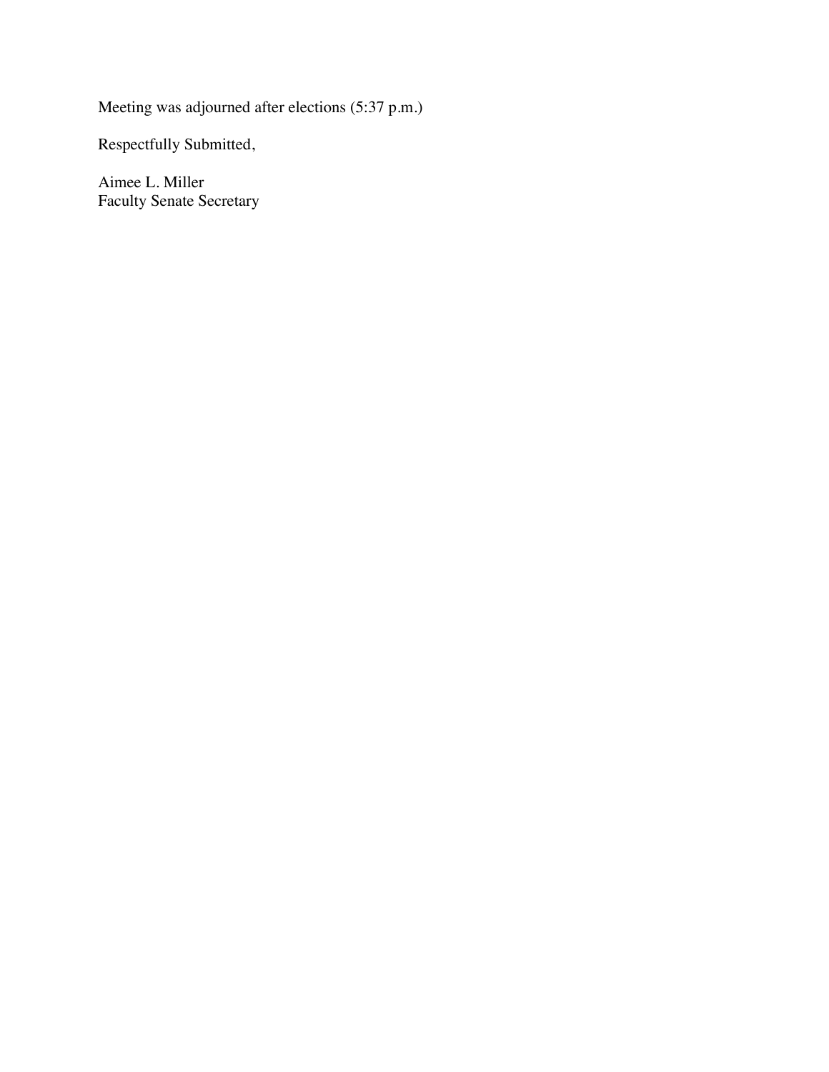Meeting was adjourned after elections (5:37 p.m.)

Respectfully Submitted,

Aimee L. Miller
Faculty Senate Secretary